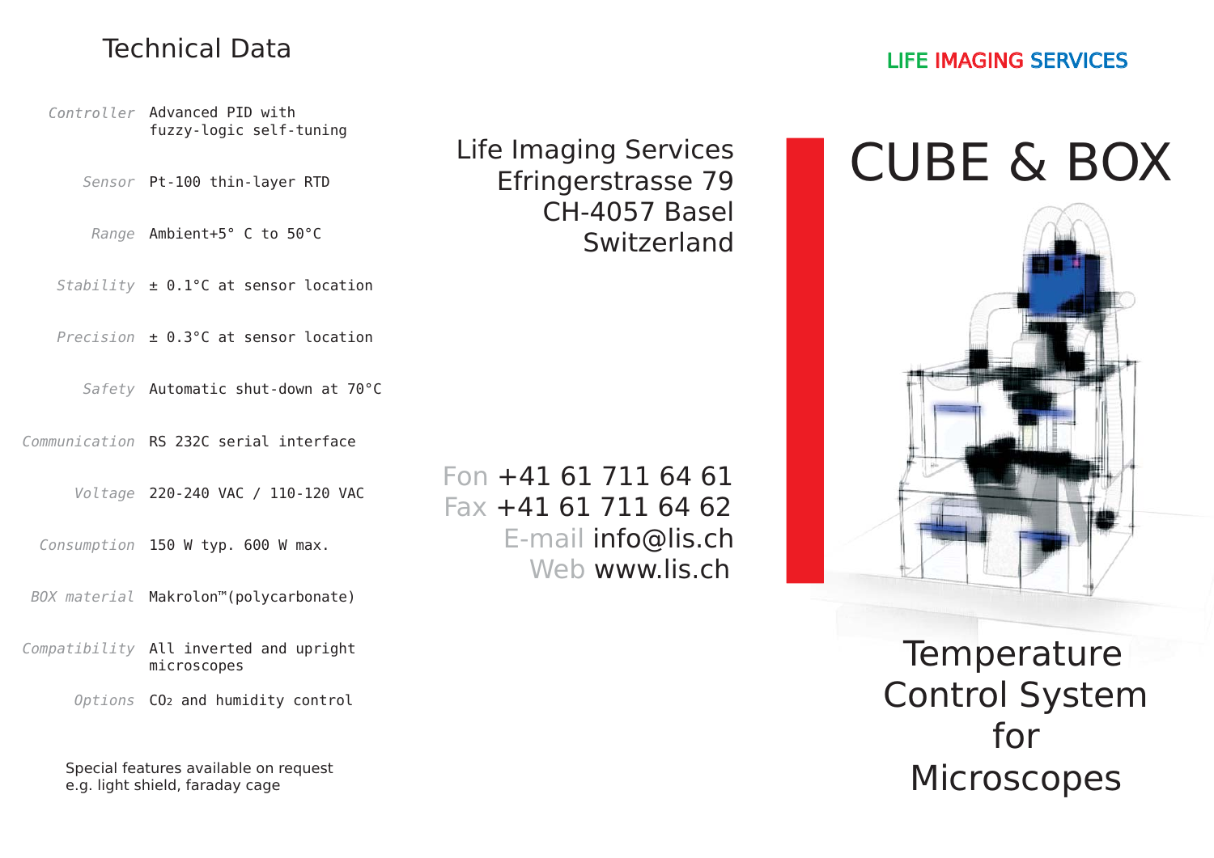## Technical Data

| | |
|---|---|
| *Controller* | Advanced PID with fuzzy-logic self-tuning |
| *Sensor* | Pt-100 thin-layer RTD |
| *Range* | Ambient+5° C to 50°C |
| *Stability* | ± 0.1°C at sensor location |
| *Precision* | ± 0.3°C at sensor location |
| *Safety* | Automatic shut-down at 70°C |
| *Communication* | RS 232C serial interface |
| *Voltage* | 220-240 VAC / 110-120 VAC |
| *Consumption* | 150 W typ. 600 W max. |
| *BOX material* | Makrolon™(polycarbonate) |
| *Compatibility* | All inverted and upright microscopes |
| *Options* | $CO_2$ and humidity control |

Special features available on request
e.g. light shield, faraday cage

Life Imaging Services
Efringerstrasse 79
CH-4057 Basel
Switzerland

Fon +41 61 711 64 61
Fax +41 61 711 64 62
E-mail info@lis.ch
Web www.lis.ch

LIFE IMAGING SERVICES

# CUBE & BOX

Temperature Control System for Microscopes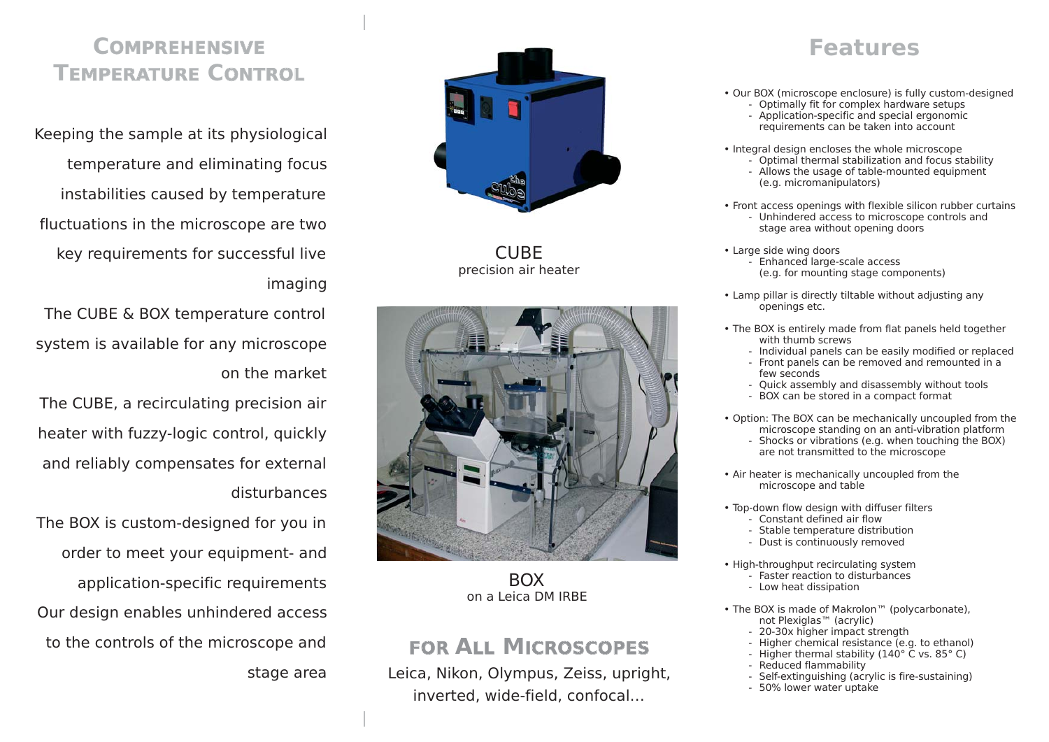## Comprehensive Temperature Control

Keeping the sample at its physiological temperature and eliminating focus instabilities caused by temperature fluctuations in the microscope are two key requirements for successful live imaging

The CUBE & BOX temperature control system is available for any microscope on the market

The CUBE, a recirculating precision air heater with fuzzy-logic control, quickly and reliably compensates for external disturbances

The BOX is custom-designed for you in order to meet your equipment- and application-specific requirements

Our design enables unhindered access to the controls of the microscope and stage area

CUBE
precision air heater

BOX
on a Leica DM IRBE

## For All Microscopes

Leica, Nikon, Olympus, Zeiss, upright, inverted, wide-field, confocal...

## Features

- Our BOX (microscope enclosure) is fully custom-designed
  - Optimally fit for complex hardware setups
  - Application-specific and special ergonomic requirements can be taken into account
- Integral design encloses the whole microscope
  - Optimal thermal stabilization and focus stability
  - Allows the usage of table-mounted equipment (e.g. micromanipulators)
- Front access openings with flexible silicon rubber curtains
  - Unhindered access to microscope controls and stage area without opening doors
- Large side wing doors
  - Enhanced large-scale access (e.g. for mounting stage components)
- Lamp pillar is directly tiltable without adjusting any openings etc.
- The BOX is entirely made from flat panels held together with thumb screws
  - Individual panels can be easily modified or replaced
  - Front panels can be removed and remounted in a few seconds
  - Quick assembly and disassembly without tools
  - BOX can be stored in a compact format
- Option: The BOX can be mechanically uncoupled from the microscope standing on an anti-vibration platform
  - Shocks or vibrations (e.g. when touching the BOX) are not transmitted to the microscope
- Air heater is mechanically uncoupled from the microscope and table
- Top-down flow design with diffuser filters
  - Constant defined air flow
  - Stable temperature distribution
  - Dust is continuously removed
- High-throughput recirculating system
  - Faster reaction to disturbances
  - Low heat dissipation
- The BOX is made of Makrolon™ (polycarbonate), not Plexiglas™ (acrylic)
  - 20-30x higher impact strength
  - Higher chemical resistance (e.g. to ethanol)
  - Higher thermal stability (140° C vs. 85° C)
  - Reduced flammability
  - Self-extinguishing (acrylic is fire-sustaining)
  - 50% lower water uptake